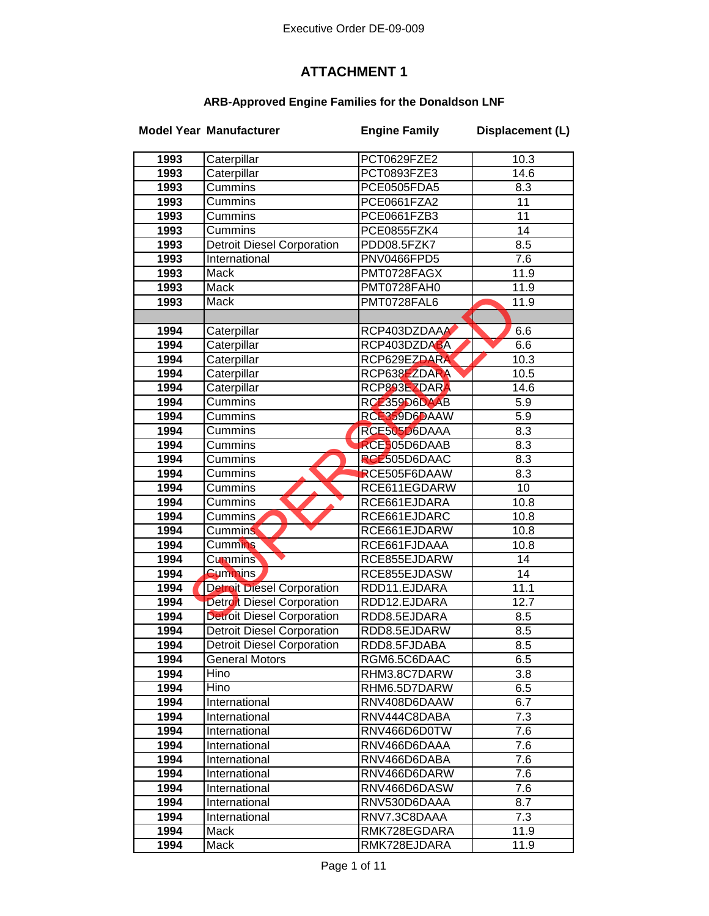Executive Order DE-09-009

# ATTACHMENT 1

### ARB-Approved Engine Families for the Donaldson LNF

SUPERSEDED

| Model Year | Manufacturer | Engine Family | Displacement (L) |
|---|---|---|---|
| 1993 | Caterpillar | PCT0629FZE2 | 10.3 |
| 1993 | Caterpillar | PCT0893FZE3 | 14.6 |
| 1993 | Cummins | PCE0505FDA5 | 8.3 |
| 1993 | Cummins | PCE0661FZA2 | 11 |
| 1993 | Cummins | PCE0661FZB3 | 11 |
| 1993 | Cummins | PCE0855FZK4 | 14 |
| 1993 | Detroit Diesel Corporation | PDD08.5FZK7 | 8.5 |
| 1993 | International | PNV0466FPD5 | 7.6 |
| 1993 | Mack | PMT0728FAGX | 11.9 |
| 1993 | Mack | PMT0728FAH0 | 11.9 |
| 1993 | Mack | PMT0728FAL6 | 11.9 |
| | | | |
| 1994 | Caterpillar | RCP403DZDAAA | 6.6 |
| 1994 | Caterpillar | RCP403DZDABA | 6.6 |
| 1994 | Caterpillar | RCP629EZDARA | 10.3 |
| 1994 | Caterpillar | RCP638EZDARA | 10.5 |
| 1994 | Caterpillar | RCP893EZDARA | 14.6 |
| 1994 | Cummins | RCE359D6DAAB | 5.9 |
| 1994 | Cummins | RCE359D6DAAW | 5.9 |
| 1994 | Cummins | RCE505D6DAAA | 8.3 |
| 1994 | Cummins | RCE505D6DAAB | 8.3 |
| 1994 | Cummins | RCE505D6DAAC | 8.3 |
| 1994 | Cummins | RCE505F6DAAW | 8.3 |
| 1994 | Cummins | RCE611EGDARW | 10 |
| 1994 | Cummins | RCE661EJDARA | 10.8 |
| 1994 | Cummins | RCE661EJDARC | 10.8 |
| 1994 | Cummins | RCE661EJDARW | 10.8 |
| 1994 | Cummins | RCE661FJDAAA | 10.8 |
| 1994 | Cummins | RCE855EJDARW | 14 |
| 1994 | Cummins | RCE855EJDASW | 14 |
| 1994 | Detroit Diesel Corporation | RDD11.EJDARA | 11.1 |
| 1994 | Detroit Diesel Corporation | RDD12.EJDARA | 12.7 |
| 1994 | Detroit Diesel Corporation | RDD8.5EJDARA | 8.5 |
| 1994 | Detroit Diesel Corporation | RDD8.5EJDARW | 8.5 |
| 1994 | Detroit Diesel Corporation | RDD8.5FJDABA | 8.5 |
| 1994 | General Motors | RGM6.5C6DAAC | 6.5 |
| 1994 | Hino | RHM3.8C7DARW | 3.8 |
| 1994 | Hino | RHM6.5D7DARW | 6.5 |
| 1994 | International | RNV408D6DAAW | 6.7 |
| 1994 | International | RNV444C8DABA | 7.3 |
| 1994 | International | RNV466D6D0TW | 7.6 |
| 1994 | International | RNV466D6DAAA | 7.6 |
| 1994 | International | RNV466D6DABA | 7.6 |
| 1994 | International | RNV466D6DARW | 7.6 |
| 1994 | International | RNV466D6DASW | 7.6 |
| 1994 | International | RNV530D6DAAA | 8.7 |
| 1994 | International | RNV7.3C8DAAA | 7.3 |
| 1994 | Mack | RMK728EGDARA | 11.9 |
| 1994 | Mack | RMK728EJDARA | 11.9 |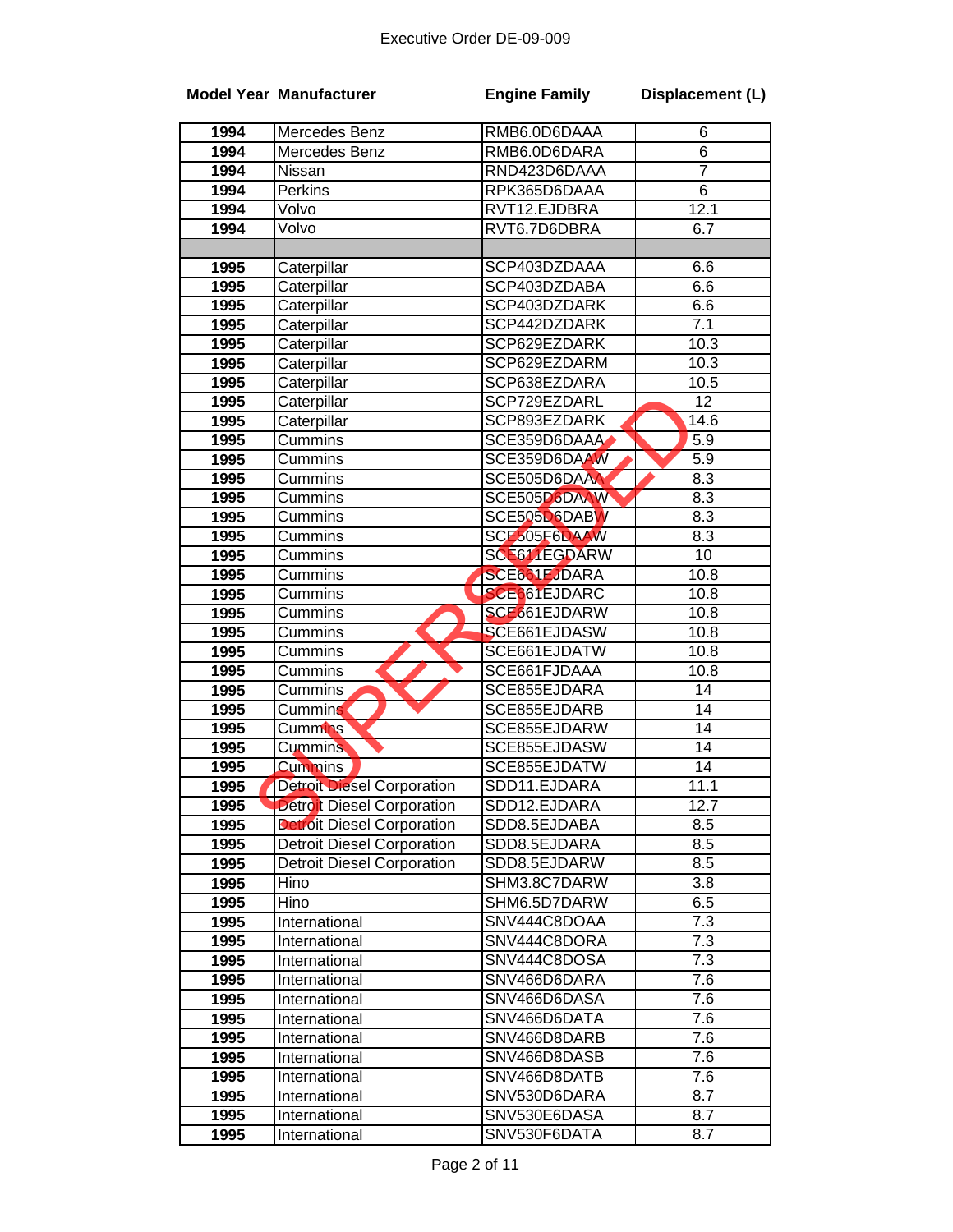Executive Order DE-09-009

| Model Year | Manufacturer | Engine Family | Displacement (L) |
|---|---|---|---|
| 1994 | Mercedes Benz | RMB6.0D6DAAA | 6 |
| 1994 | Mercedes Benz | RMB6.0D6DARA | 6 |
| 1994 | Nissan | RND423D6DAAA | 7 |
| 1994 | Perkins | RPK365D6DAAA | 6 |
| 1994 | Volvo | RVT12.EJDBRA | 12.1 |
| 1994 | Volvo | RVT6.7D6DBRA | 6.7 |
| | | | |
| 1995 | Caterpillar | SCP403DZDAAA | 6.6 |
| 1995 | Caterpillar | SCP403DZDABA | 6.6 |
| 1995 | Caterpillar | SCP403DZDARK | 6.6 |
| 1995 | Caterpillar | SCP442DZDARK | 7.1 |
| 1995 | Caterpillar | SCP629EZDARK | 10.3 |
| 1995 | Caterpillar | SCP629EZDARM | 10.3 |
| 1995 | Caterpillar | SCP638EZDARA | 10.5 |
| 1995 | Caterpillar | SCP729EZDARL | 12 |
| 1995 | Caterpillar | SCP893EZDARK | 14.6 |
| 1995 | Cummins | SCE359D6DAAA | 5.9 |
| 1995 | Cummins | SCE359D6DAAW | 5.9 |
| 1995 | Cummins | SCE505D6DAAA | 8.3 |
| 1995 | Cummins | SCE505D6DAAW | 8.3 |
| 1995 | Cummins | SCE505D6DABW | 8.3 |
| 1995 | Cummins | SCE505F6DAAW | 8.3 |
| 1995 | Cummins | SCE611EGDARW | 10 |
| 1995 | Cummins | SCE661EJDARA | 10.8 |
| 1995 | Cummins | SCE661EJDARC | 10.8 |
| 1995 | Cummins | SCE661EJDARW | 10.8 |
| 1995 | Cummins | SCE661EJDASW | 10.8 |
| 1995 | Cummins | SCE661EJDATW | 10.8 |
| 1995 | Cummins | SCE661FJDAAA | 10.8 |
| 1995 | Cummins | SCE855EJDARA | 14 |
| 1995 | Cummins | SCE855EJDARB | 14 |
| 1995 | Cummins | SCE855EJDARW | 14 |
| 1995 | Cummins | SCE855EJDASW | 14 |
| 1995 | Cummins | SCE855EJDATW | 14 |
| 1995 | Detroit Diesel Corporation | SDD11.EJDARA | 11.1 |
| 1995 | Detroit Diesel Corporation | SDD12.EJDARA | 12.7 |
| 1995 | Detroit Diesel Corporation | SDD8.5EJDABA | 8.5 |
| 1995 | Detroit Diesel Corporation | SDD8.5EJDARA | 8.5 |
| 1995 | Detroit Diesel Corporation | SDD8.5EJDARW | 8.5 |
| 1995 | Hino | SHM3.8C7DARW | 3.8 |
| 1995 | Hino | SHM6.5D7DARW | 6.5 |
| 1995 | International | SNV444C8DOAA | 7.3 |
| 1995 | International | SNV444C8DORA | 7.3 |
| 1995 | International | SNV444C8DOSA | 7.3 |
| 1995 | International | SNV466D6DARA | 7.6 |
| 1995 | International | SNV466D6DASA | 7.6 |
| 1995 | International | SNV466D6DATA | 7.6 |
| 1995 | International | SNV466D8DARB | 7.6 |
| 1995 | International | SNV466D8DASB | 7.6 |
| 1995 | International | SNV466D8DATB | 7.6 |
| 1995 | International | SNV530D6DARA | 8.7 |
| 1995 | International | SNV530E6DASA | 8.7 |
| 1995 | International | SNV530F6DATA | 8.7 |

SUPERSEDED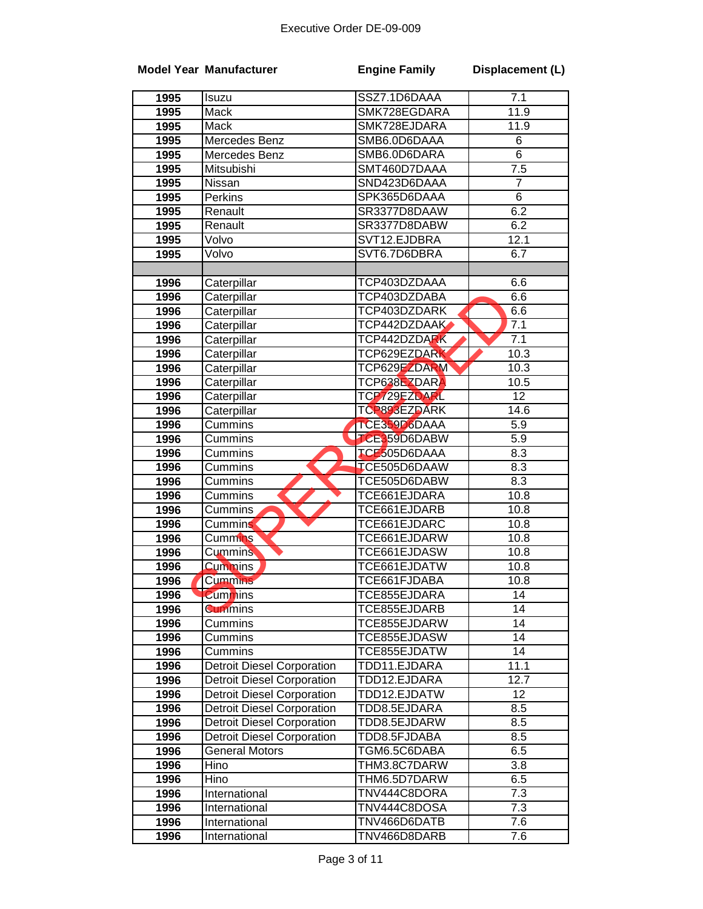Executive Order DE-09-009

| Model Year | Manufacturer | Engine Family | Displacement (L) |
|---|---|---|---|
| 1995 | Isuzu | SSZ7.1D6DAAA | 7.1 |
| 1995 | Mack | SMK728EGDARA | 11.9 |
| 1995 | Mack | SMK728EJDARA | 11.9 |
| 1995 | Mercedes Benz | SMB6.0D6DAAA | 6 |
| 1995 | Mercedes Benz | SMB6.0D6DARA | 6 |
| 1995 | Mitsubishi | SMT460D7DAAA | 7.5 |
| 1995 | Nissan | SND423D6DAAA | 7 |
| 1995 | Perkins | SPK365D6DAAA | 6 |
| 1995 | Renault | SR3377D8DAAW | 6.2 |
| 1995 | Renault | SR3377D8DABW | 6.2 |
| 1995 | Volvo | SVT12.EJDBRA | 12.1 |
| 1995 | Volvo | SVT6.7D6DBRA | 6.7 |
| | | | |
| 1996 | Caterpillar | TCP403DZDAAA | 6.6 |
| 1996 | Caterpillar | TCP403DZDABA | 6.6 |
| 1996 | Caterpillar | TCP403DZDARK | 6.6 |
| 1996 | Caterpillar | TCP442DZDAAK | 7.1 |
| 1996 | Caterpillar | TCP442DZDARK | 7.1 |
| 1996 | Caterpillar | TCP629EZDARK | 10.3 |
| 1996 | Caterpillar | TCP629EZDARM | 10.3 |
| 1996 | Caterpillar | TCP638EZDARA | 10.5 |
| 1996 | Caterpillar | TCP729EZDARL | 12 |
| 1996 | Caterpillar | TCP893EZDARK | 14.6 |
| 1996 | Cummins | TCE359D6DAAA | 5.9 |
| 1996 | Cummins | TCE359D6DABW | 5.9 |
| 1996 | Cummins | TCE505D6DAAA | 8.3 |
| 1996 | Cummins | TCE505D6DAAW | 8.3 |
| 1996 | Cummins | TCE505D6DABW | 8.3 |
| 1996 | Cummins | TCE661EJDARA | 10.8 |
| 1996 | Cummins | TCE661EJDARB | 10.8 |
| 1996 | Cummins | TCE661EJDARC | 10.8 |
| 1996 | Cummins | TCE661EJDARW | 10.8 |
| 1996 | Cummins | TCE661EJDASW | 10.8 |
| 1996 | Cummins | TCE661EJDATW | 10.8 |
| 1996 | Cummins | TCE661FJDABA | 10.8 |
| 1996 | Cummins | TCE855EJDARA | 14 |
| 1996 | Cummins | TCE855EJDARB | 14 |
| 1996 | Cummins | TCE855EJDARW | 14 |
| 1996 | Cummins | TCE855EJDASW | 14 |
| 1996 | Cummins | TCE855EJDATW | 14 |
| 1996 | Detroit Diesel Corporation | TDD11.EJDARA | 11.1 |
| 1996 | Detroit Diesel Corporation | TDD12.EJDARA | 12.7 |
| 1996 | Detroit Diesel Corporation | TDD12.EJDATW | 12 |
| 1996 | Detroit Diesel Corporation | TDD8.5EJDARA | 8.5 |
| 1996 | Detroit Diesel Corporation | TDD8.5EJDARW | 8.5 |
| 1996 | Detroit Diesel Corporation | TDD8.5FJDABA | 8.5 |
| 1996 | General Motors | TGM6.5C6DABA | 6.5 |
| 1996 | Hino | THM3.8C7DARW | 3.8 |
| 1996 | Hino | THM6.5D7DARW | 6.5 |
| 1996 | International | TNV444C8DORA | 7.3 |
| 1996 | International | TNV444C8DOSA | 7.3 |
| 1996 | International | TNV466D6DATB | 7.6 |
| 1996 | International | TNV466D8DARB | 7.6 |

SUPERSEDED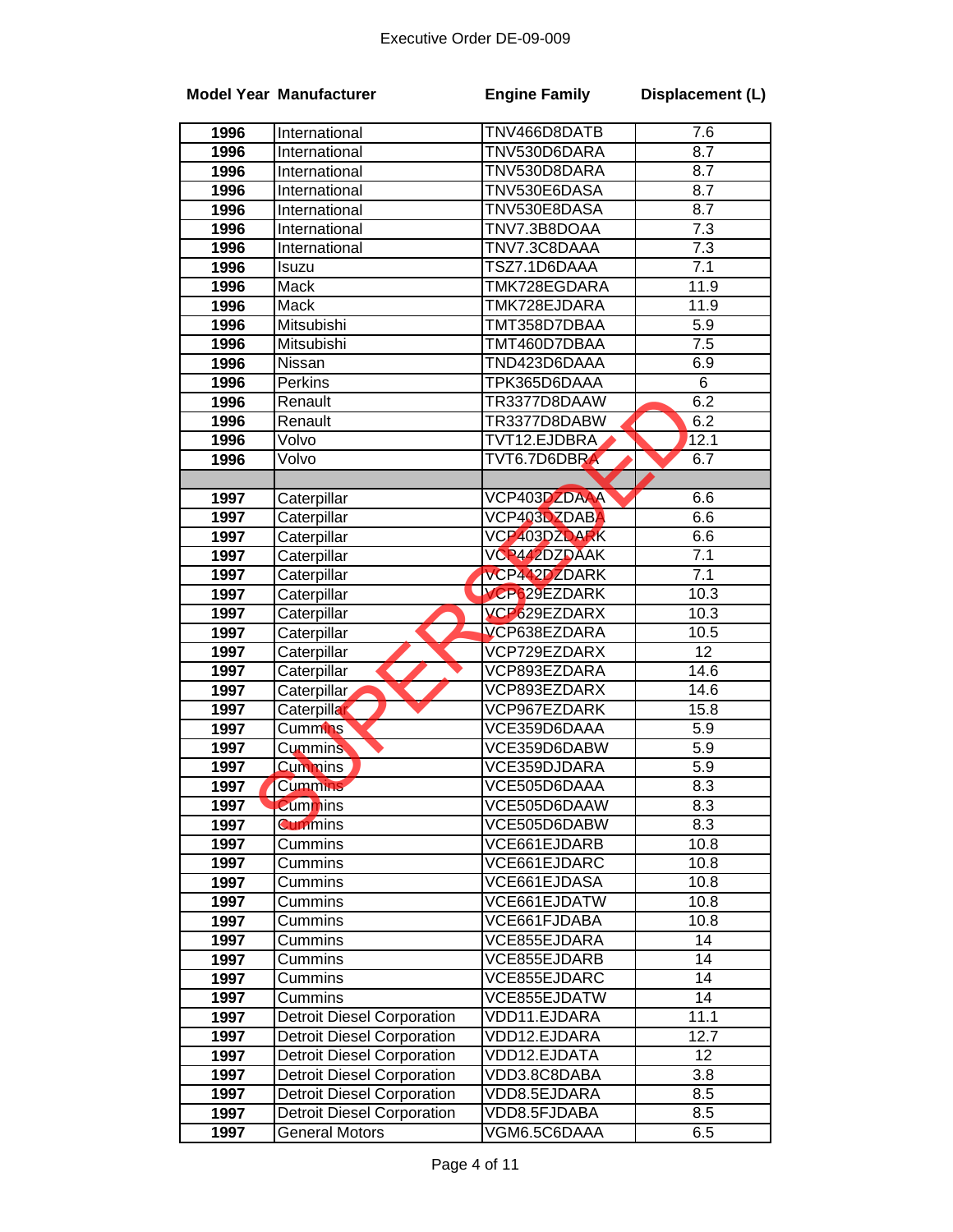Executive Order DE-09-009

| Model Year | Manufacturer | Engine Family | Displacement (L) |
|---|---|---|---|
| 1996 | International | TNV466D8DATB | 7.6 |
| 1996 | International | TNV530D6DARA | 8.7 |
| 1996 | International | TNV530D8DARA | 8.7 |
| 1996 | International | TNV530E6DASA | 8.7 |
| 1996 | International | TNV530E8DASA | 8.7 |
| 1996 | International | TNV7.3B8DOAA | 7.3 |
| 1996 | International | TNV7.3C8DAAA | 7.3 |
| 1996 | Isuzu | TSZ7.1D6DAAA | 7.1 |
| 1996 | Mack | TMK728EGDARA | 11.9 |
| 1996 | Mack | TMK728EJDARA | 11.9 |
| 1996 | Mitsubishi | TMT358D7DBAA | 5.9 |
| 1996 | Mitsubishi | TMT460D7DBAA | 7.5 |
| 1996 | Nissan | TND423D6DAAA | 6.9 |
| 1996 | Perkins | TPK365D6DAAA | 6 |
| 1996 | Renault | TR3377D8DAAW | 6.2 |
| 1996 | Renault | TR3377D8DABW | 6.2 |
| 1996 | Volvo | TVT12.EJDBRA | 12.1 |
| 1996 | Volvo | TVT6.7D6DBRA | 6.7 |
| | | | |
| 1997 | Caterpillar | VCP403DZDAAA | 6.6 |
| 1997 | Caterpillar | VCP403DZDABA | 6.6 |
| 1997 | Caterpillar | VCP403DZDARK | 6.6 |
| 1997 | Caterpillar | VCP442DZDAAK | 7.1 |
| 1997 | Caterpillar | VCP442DZDARK | 7.1 |
| 1997 | Caterpillar | VCP629EZDARK | 10.3 |
| 1997 | Caterpillar | VCP629EZDARX | 10.3 |
| 1997 | Caterpillar | VCP638EZDARA | 10.5 |
| 1997 | Caterpillar | VCP729EZDARX | 12 |
| 1997 | Caterpillar | VCP893EZDARA | 14.6 |
| 1997 | Caterpillar | VCP893EZDARX | 14.6 |
| 1997 | Caterpillar | VCP967EZDARK | 15.8 |
| 1997 | Cummins | VCE359D6DAAA | 5.9 |
| 1997 | Cummins | VCE359D6DABW | 5.9 |
| 1997 | Cummins | VCE359DJDARA | 5.9 |
| 1997 | Cummins | VCE505D6DAAA | 8.3 |
| 1997 | Cummins | VCE505D6DAAW | 8.3 |
| 1997 | Cummins | VCE505D6DABW | 8.3 |
| 1997 | Cummins | VCE661EJDARB | 10.8 |
| 1997 | Cummins | VCE661EJDARC | 10.8 |
| 1997 | Cummins | VCE661EJDASA | 10.8 |
| 1997 | Cummins | VCE661EJDATW | 10.8 |
| 1997 | Cummins | VCE661FJDABA | 10.8 |
| 1997 | Cummins | VCE855EJDARA | 14 |
| 1997 | Cummins | VCE855EJDARB | 14 |
| 1997 | Cummins | VCE855EJDARC | 14 |
| 1997 | Cummins | VCE855EJDATW | 14 |
| 1997 | Detroit Diesel Corporation | VDD11.EJDARA | 11.1 |
| 1997 | Detroit Diesel Corporation | VDD12.EJDARA | 12.7 |
| 1997 | Detroit Diesel Corporation | VDD12.EJDATA | 12 |
| 1997 | Detroit Diesel Corporation | VDD3.8C8DABA | 3.8 |
| 1997 | Detroit Diesel Corporation | VDD8.5EJDARA | 8.5 |
| 1997 | Detroit Diesel Corporation | VDD8.5FJDABA | 8.5 |
| 1997 | General Motors | VGM6.5C6DAAA | 6.5 |

SUPERSEDED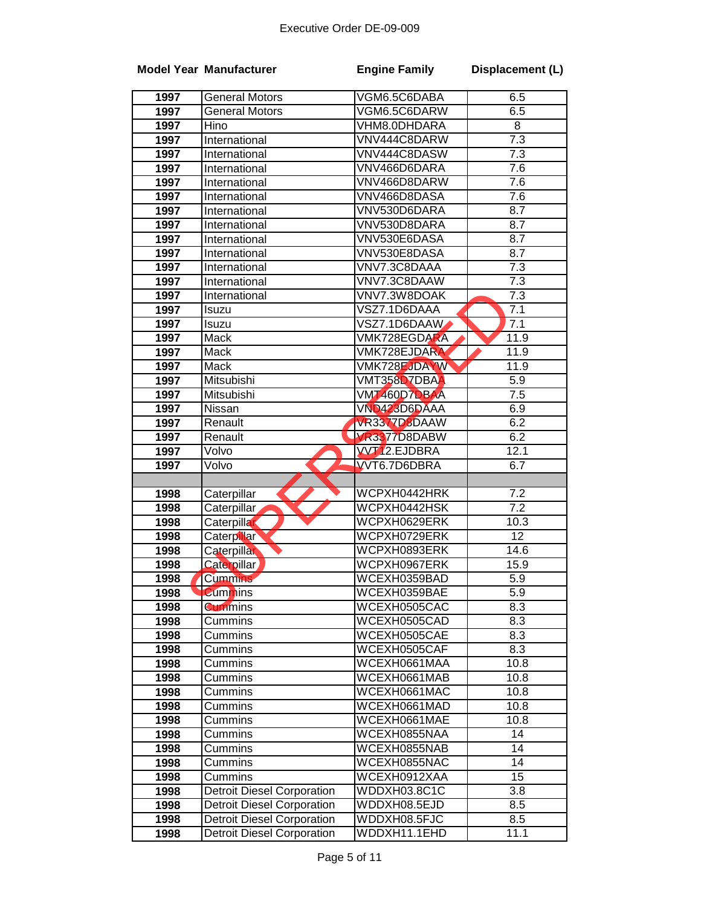Executive Order DE-09-009

| Model Year | Manufacturer | Engine Family | Displacement (L) |
|---|---|---|---|
| 1997 | General Motors | VGM6.5C6DABA | 6.5 |
| 1997 | General Motors | VGM6.5C6DARW | 6.5 |
| 1997 | Hino | VHM8.0DHDARA | 8 |
| 1997 | International | VNV444C8DARW | 7.3 |
| 1997 | International | VNV444C8DASW | 7.3 |
| 1997 | International | VNV466D6DARA | 7.6 |
| 1997 | International | VNV466D8DARW | 7.6 |
| 1997 | International | VNV466D8DASA | 7.6 |
| 1997 | International | VNV530D6DARA | 8.7 |
| 1997 | International | VNV530D8DARA | 8.7 |
| 1997 | International | VNV530E6DASA | 8.7 |
| 1997 | International | VNV530E8DASA | 8.7 |
| 1997 | International | VNV7.3C8DAAA | 7.3 |
| 1997 | International | VNV7.3C8DAAW | 7.3 |
| 1997 | International | VNV7.3W8DOAK | 7.3 |
| 1997 | Isuzu | VSZ7.1D6DAAA | 7.1 |
| 1997 | Isuzu | VSZ7.1D6DAAW | 7.1 |
| 1997 | Mack | VMK728EGDARA | 11.9 |
| 1997 | Mack | VMK728EJDARA | 11.9 |
| 1997 | Mack | VMK728EJDAYW | 11.9 |
| 1997 | Mitsubishi | VMT358D7DBAA | 5.9 |
| 1997 | Mitsubishi | VMT460D7DBAA | 7.5 |
| 1997 | Nissan | VND423D6DAAA | 6.9 |
| 1997 | Renault | VR3377D8DAAW | 6.2 |
| 1997 | Renault | VR3377D8DABW | 6.2 |
| 1997 | Volvo | VVT12.EJDBRA | 12.1 |
| 1997 | Volvo | VVT6.7D6DBRA | 6.7 |
| | | | |
| 1998 | Caterpillar | WCPXH0442HRK | 7.2 |
| 1998 | Caterpillar | WCPXH0442HSK | 7.2 |
| 1998 | Caterpillar | WCPXH0629ERK | 10.3 |
| 1998 | Caterpillar | WCPXH0729ERK | 12 |
| 1998 | Caterpillar | WCPXH0893ERK | 14.6 |
| 1998 | Caterpillar | WCPXH0967ERK | 15.9 |
| 1998 | Cummins | WCEXH0359BAD | 5.9 |
| 1998 | Cummins | WCEXH0359BAE | 5.9 |
| 1998 | Cummins | WCEXH0505CAC | 8.3 |
| 1998 | Cummins | WCEXH0505CAD | 8.3 |
| 1998 | Cummins | WCEXH0505CAE | 8.3 |
| 1998 | Cummins | WCEXH0505CAF | 8.3 |
| 1998 | Cummins | WCEXH0661MAA | 10.8 |
| 1998 | Cummins | WCEXH0661MAB | 10.8 |
| 1998 | Cummins | WCEXH0661MAC | 10.8 |
| 1998 | Cummins | WCEXH0661MAD | 10.8 |
| 1998 | Cummins | WCEXH0661MAE | 10.8 |
| 1998 | Cummins | WCEXH0855NAA | 14 |
| 1998 | Cummins | WCEXH0855NAB | 14 |
| 1998 | Cummins | WCEXH0855NAC | 14 |
| 1998 | Cummins | WCEXH0912XAA | 15 |
| 1998 | Detroit Diesel Corporation | WDDXH03.8C1C | 3.8 |
| 1998 | Detroit Diesel Corporation | WDDXH08.5EJD | 8.5 |
| 1998 | Detroit Diesel Corporation | WDDXH08.5FJC | 8.5 |
| 1998 | Detroit Diesel Corporation | WDDXH11.1EHD | 11.1 |

SUPERSEDED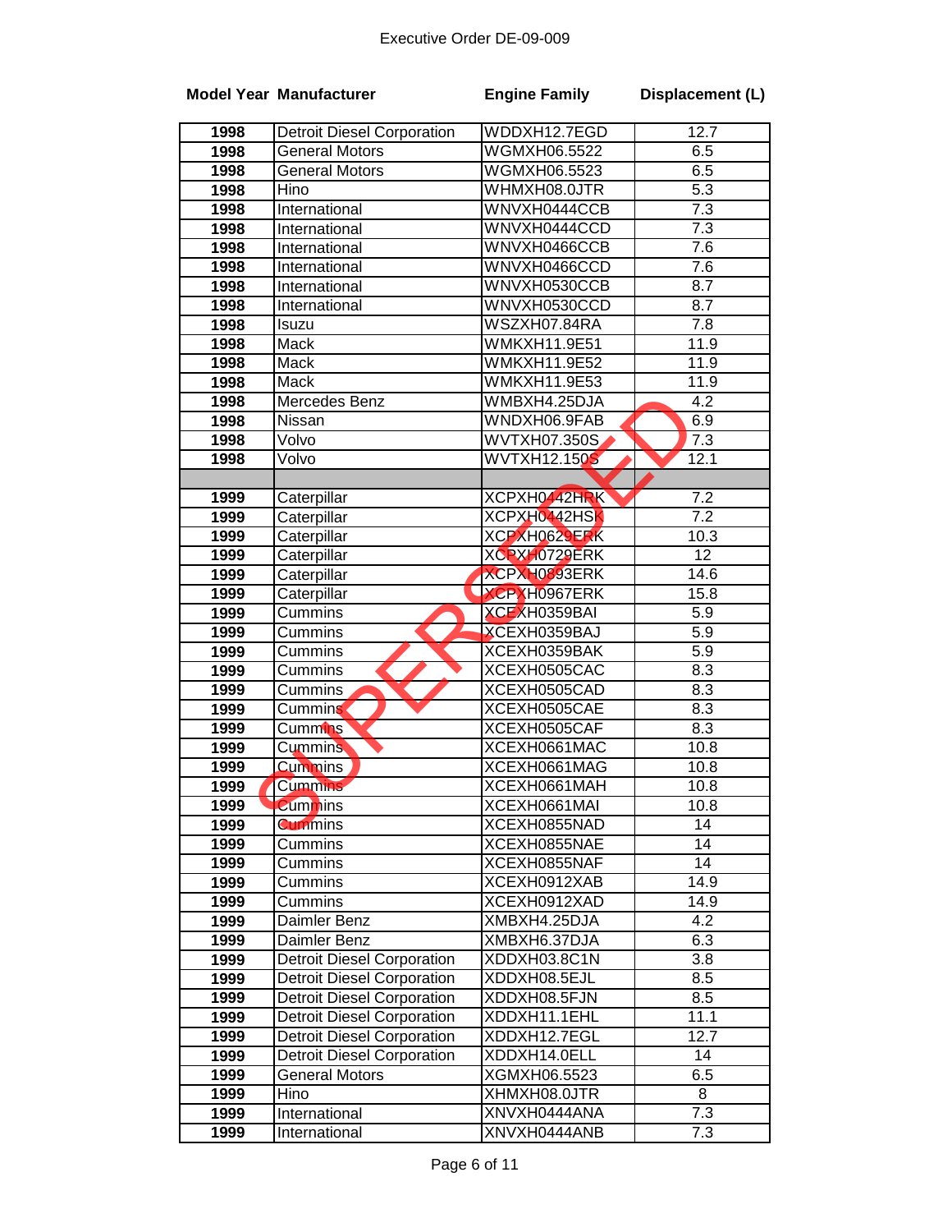Executive Order DE-09-009

| Model Year | Manufacturer | Engine Family | Displacement (L) |
|---|---|---|---|
| 1998 | Detroit Diesel Corporation | WDDXH12.7EGD | 12.7 |
| 1998 | General Motors | WGMXH06.5522 | 6.5 |
| 1998 | General Motors | WGMXH06.5523 | 6.5 |
| 1998 | Hino | WHMXH08.0JTR | 5.3 |
| 1998 | International | WNVXH0444CCB | 7.3 |
| 1998 | International | WNVXH0444CCD | 7.3 |
| 1998 | International | WNVXH0466CCB | 7.6 |
| 1998 | International | WNVXH0466CCD | 7.6 |
| 1998 | International | WNVXH0530CCB | 8.7 |
| 1998 | International | WNVXH0530CCD | 8.7 |
| 1998 | Isuzu | WSZXH07.84RA | 7.8 |
| 1998 | Mack | WMKXH11.9E51 | 11.9 |
| 1998 | Mack | WMKXH11.9E52 | 11.9 |
| 1998 | Mack | WMKXH11.9E53 | 11.9 |
| 1998 | Mercedes Benz | WMBXH4.25DJA | 4.2 |
| 1998 | Nissan | WNDXH06.9FAB | 6.9 |
| 1998 | Volvo | WVTXH07.350S | 7.3 |
| 1998 | Volvo | WVTXH12.150S | 12.1 |
| | | | |
| 1999 | Caterpillar | XCPXH0442HRK | 7.2 |
| 1999 | Caterpillar | XCPXH0442HSK | 7.2 |
| 1999 | Caterpillar | XCPXH0629ERK | 10.3 |
| 1999 | Caterpillar | XCPXH0729ERK | 12 |
| 1999 | Caterpillar | XCPXH0893ERK | 14.6 |
| 1999 | Caterpillar | XCPXH0967ERK | 15.8 |
| 1999 | Cummins | XCEXH0359BAI | 5.9 |
| 1999 | Cummins | XCEXH0359BAJ | 5.9 |
| 1999 | Cummins | XCEXH0359BAK | 5.9 |
| 1999 | Cummins | XCEXH0505CAC | 8.3 |
| 1999 | Cummins | XCEXH0505CAD | 8.3 |
| 1999 | Cummins | XCEXH0505CAE | 8.3 |
| 1999 | Cummins | XCEXH0505CAF | 8.3 |
| 1999 | Cummins | XCEXH0661MAC | 10.8 |
| 1999 | Cummins | XCEXH0661MAG | 10.8 |
| 1999 | Cummins | XCEXH0661MAH | 10.8 |
| 1999 | Cummins | XCEXH0661MAI | 10.8 |
| 1999 | Cummins | XCEXH0855NAD | 14 |
| 1999 | Cummins | XCEXH0855NAE | 14 |
| 1999 | Cummins | XCEXH0855NAF | 14 |
| 1999 | Cummins | XCEXH0912XAB | 14.9 |
| 1999 | Cummins | XCEXH0912XAD | 14.9 |
| 1999 | Daimler Benz | XMBXH4.25DJA | 4.2 |
| 1999 | Daimler Benz | XMBXH6.37DJA | 6.3 |
| 1999 | Detroit Diesel Corporation | XDDXH03.8C1N | 3.8 |
| 1999 | Detroit Diesel Corporation | XDDXH08.5EJL | 8.5 |
| 1999 | Detroit Diesel Corporation | XDDXH08.5FJN | 8.5 |
| 1999 | Detroit Diesel Corporation | XDDXH11.1EHL | 11.1 |
| 1999 | Detroit Diesel Corporation | XDDXH12.7EGL | 12.7 |
| 1999 | Detroit Diesel Corporation | XDDXH14.0ELL | 14 |
| 1999 | General Motors | XGMXH06.5523 | 6.5 |
| 1999 | Hino | XHMXH08.0JTR | 8 |
| 1999 | International | XNVXH0444ANA | 7.3 |
| 1999 | International | XNVXH0444ANB | 7.3 |

SUPERSEDED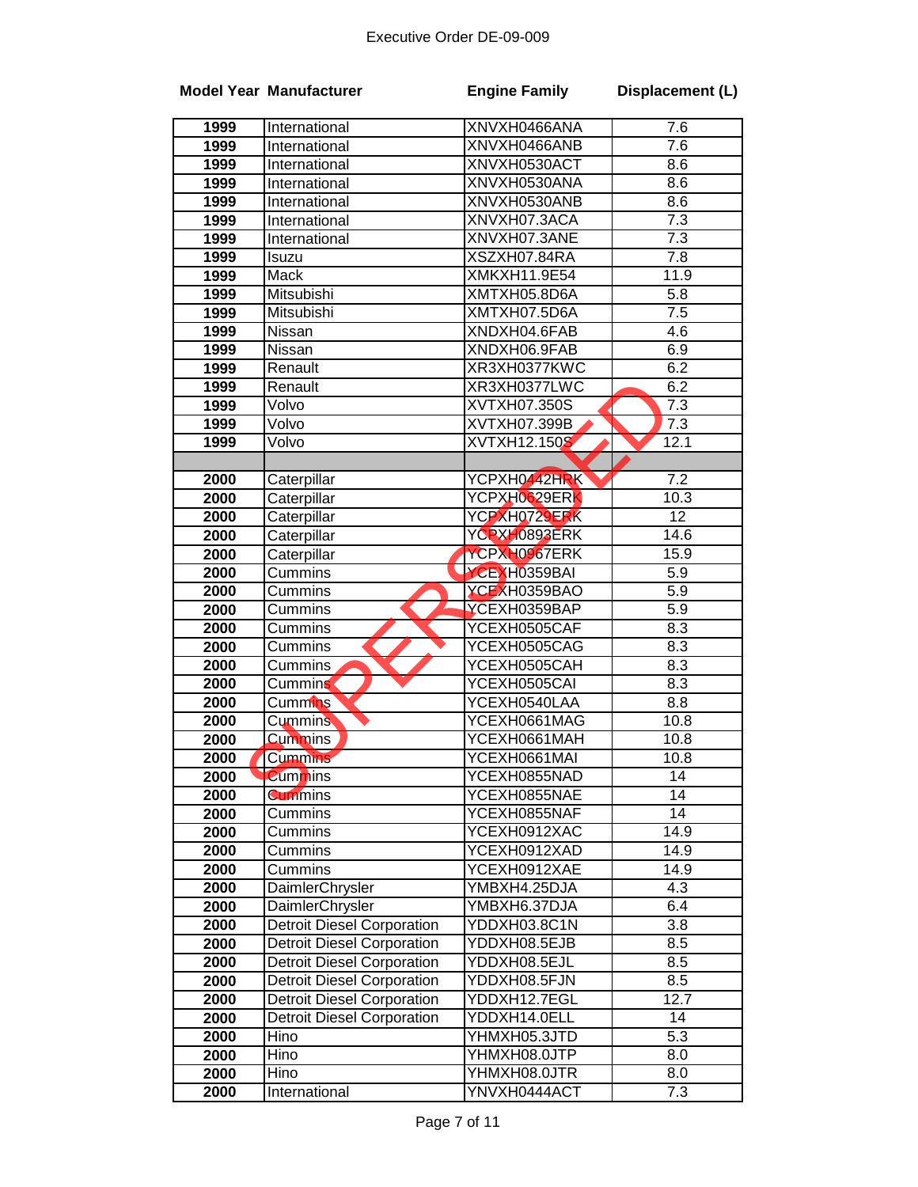Executive Order DE-09-009

| Model Year | Manufacturer | Engine Family | Displacement (L) |
|---|---|---|---|
| 1999 | International | XNVXH0466ANA | 7.6 |
| 1999 | International | XNVXH0466ANB | 7.6 |
| 1999 | International | XNVXH0530ACT | 8.6 |
| 1999 | International | XNVXH0530ANA | 8.6 |
| 1999 | International | XNVXH0530ANB | 8.6 |
| 1999 | International | XNVXH07.3ACA | 7.3 |
| 1999 | International | XNVXH07.3ANE | 7.3 |
| 1999 | Isuzu | XSZXH07.84RA | 7.8 |
| 1999 | Mack | XMKXH11.9E54 | 11.9 |
| 1999 | Mitsubishi | XMTXH05.8D6A | 5.8 |
| 1999 | Mitsubishi | XMTXH07.5D6A | 7.5 |
| 1999 | Nissan | XNDXH04.6FAB | 4.6 |
| 1999 | Nissan | XNDXH06.9FAB | 6.9 |
| 1999 | Renault | XR3XH0377KWC | 6.2 |
| 1999 | Renault | XR3XH0377LWC | 6.2 |
| 1999 | Volvo | XVTXH07.350S | 7.3 |
| 1999 | Volvo | XVTXH07.399B | 7.3 |
| 1999 | Volvo | XVTXH12.150S | 12.1 |
| | | | |
| 2000 | Caterpillar | YCPXH0442HRK | 7.2 |
| 2000 | Caterpillar | YCPXH0629ERK | 10.3 |
| 2000 | Caterpillar | YCPXH0729ERK | 12 |
| 2000 | Caterpillar | YCPXH0893ERK | 14.6 |
| 2000 | Caterpillar | YCPXH0967ERK | 15.9 |
| 2000 | Cummins | YCEXH0359BAI | 5.9 |
| 2000 | Cummins | YCEXH0359BAO | 5.9 |
| 2000 | Cummins | YCEXH0359BAP | 5.9 |
| 2000 | Cummins | YCEXH0505CAF | 8.3 |
| 2000 | Cummins | YCEXH0505CAG | 8.3 |
| 2000 | Cummins | YCEXH0505CAH | 8.3 |
| 2000 | Cummins | YCEXH0505CAI | 8.3 |
| 2000 | Cummins | YCEXH0540LAA | 8.8 |
| 2000 | Cummins | YCEXH0661MAG | 10.8 |
| 2000 | Cummins | YCEXH0661MAH | 10.8 |
| 2000 | Cummins | YCEXH0661MAI | 10.8 |
| 2000 | Cummins | YCEXH0855NAD | 14 |
| 2000 | Cummins | YCEXH0855NAE | 14 |
| 2000 | Cummins | YCEXH0855NAF | 14 |
| 2000 | Cummins | YCEXH0912XAC | 14.9 |
| 2000 | Cummins | YCEXH0912XAD | 14.9 |
| 2000 | Cummins | YCEXH0912XAE | 14.9 |
| 2000 | DaimlerChrysler | YMBXH4.25DJA | 4.3 |
| 2000 | DaimlerChrysler | YMBXH6.37DJA | 6.4 |
| 2000 | Detroit Diesel Corporation | YDDXH03.8C1N | 3.8 |
| 2000 | Detroit Diesel Corporation | YDDXH08.5EJB | 8.5 |
| 2000 | Detroit Diesel Corporation | YDDXH08.5EJL | 8.5 |
| 2000 | Detroit Diesel Corporation | YDDXH08.5FJN | 8.5 |
| 2000 | Detroit Diesel Corporation | YDDXH12.7EGL | 12.7 |
| 2000 | Detroit Diesel Corporation | YDDXH14.0ELL | 14 |
| 2000 | Hino | YHMXH05.3JTD | 5.3 |
| 2000 | Hino | YHMXH08.0JTP | 8.0 |
| 2000 | Hino | YHMXH08.0JTR | 8.0 |
| 2000 | International | YNVXH0444ACT | 7.3 |

SUPERSEDED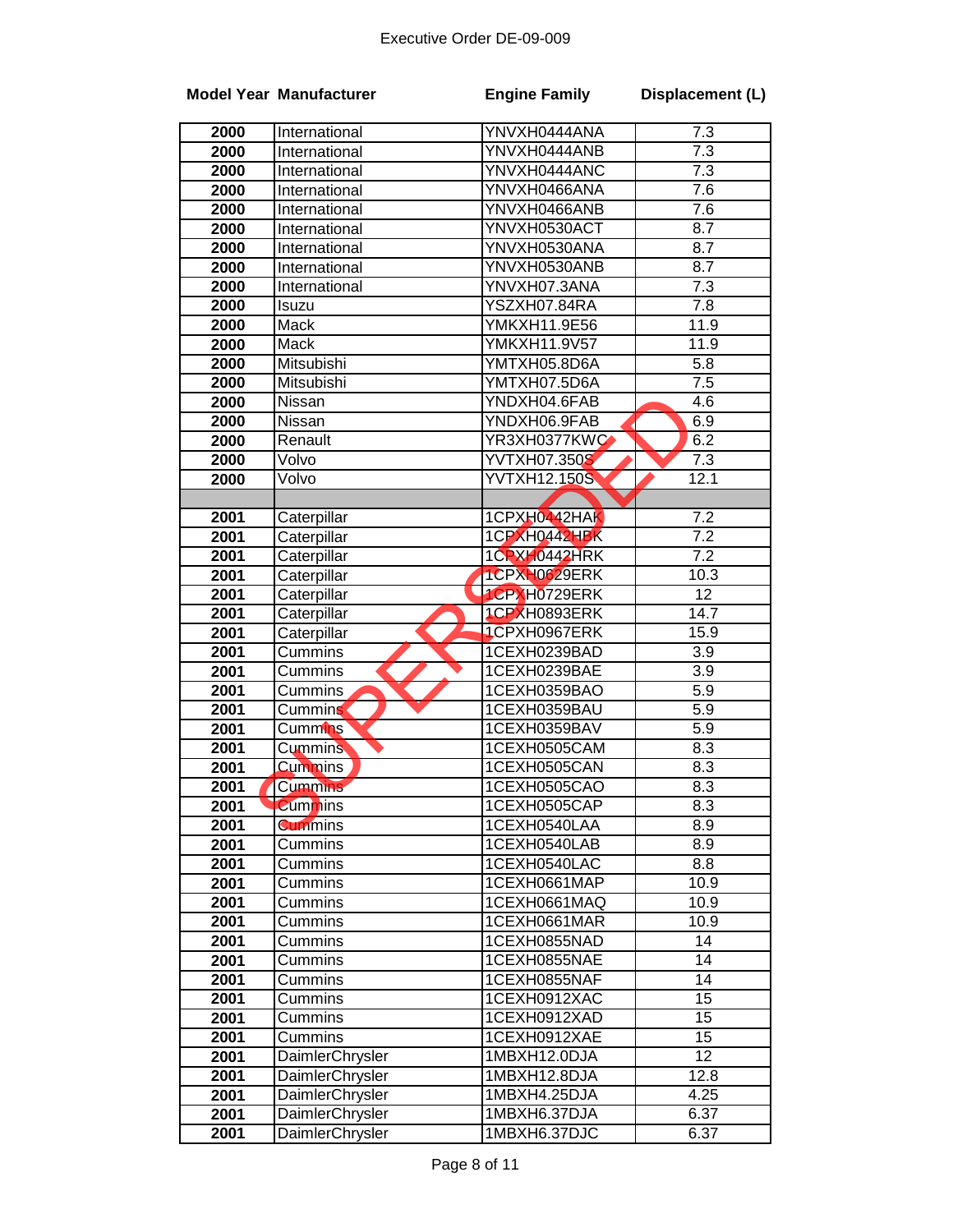Executive Order DE-09-009

| Model Year | Manufacturer | Engine Family | Displacement (L) |
|---|---|---|---|
| 2000 | International | YNVXH0444ANA | 7.3 |
| 2000 | International | YNVXH0444ANB | 7.3 |
| 2000 | International | YNVXH0444ANC | 7.3 |
| 2000 | International | YNVXH0466ANA | 7.6 |
| 2000 | International | YNVXH0466ANB | 7.6 |
| 2000 | International | YNVXH0530ACT | 8.7 |
| 2000 | International | YNVXH0530ANA | 8.7 |
| 2000 | International | YNVXH0530ANB | 8.7 |
| 2000 | International | YNVXH07.3ANA | 7.3 |
| 2000 | Isuzu | YSZXH07.84RA | 7.8 |
| 2000 | Mack | YMKXH11.9E56 | 11.9 |
| 2000 | Mack | YMKXH11.9V57 | 11.9 |
| 2000 | Mitsubishi | YMTXH05.8D6A | 5.8 |
| 2000 | Mitsubishi | YMTXH07.5D6A | 7.5 |
| 2000 | Nissan | YNDXH04.6FAB | 4.6 |
| 2000 | Nissan | YNDXH06.9FAB | 6.9 |
| 2000 | Renault | YR3XH0377KWC | 6.2 |
| 2000 | Volvo | YVTXH07.350S | 7.3 |
| 2000 | Volvo | YVTXH12.150S | 12.1 |
| | | | |
| 2001 | Caterpillar | 1CPXH0442HAK | 7.2 |
| 2001 | Caterpillar | 1CPXH0442HBK | 7.2 |
| 2001 | Caterpillar | 1CPXH0442HRK | 7.2 |
| 2001 | Caterpillar | 1CPXH0629ERK | 10.3 |
| 2001 | Caterpillar | 1CPXH0729ERK | 12 |
| 2001 | Caterpillar | 1CPXH0893ERK | 14.7 |
| 2001 | Caterpillar | 1CPXH0967ERK | 15.9 |
| 2001 | Cummins | 1CEXH0239BAD | 3.9 |
| 2001 | Cummins | 1CEXH0239BAE | 3.9 |
| 2001 | Cummins | 1CEXH0359BAO | 5.9 |
| 2001 | Cummins | 1CEXH0359BAU | 5.9 |
| 2001 | Cummins | 1CEXH0359BAV | 5.9 |
| 2001 | Cummins | 1CEXH0505CAM | 8.3 |
| 2001 | Cummins | 1CEXH0505CAN | 8.3 |
| 2001 | Cummins | 1CEXH0505CAO | 8.3 |
| 2001 | Cummins | 1CEXH0505CAP | 8.3 |
| 2001 | Cummins | 1CEXH0540LAA | 8.9 |
| 2001 | Cummins | 1CEXH0540LAB | 8.9 |
| 2001 | Cummins | 1CEXH0540LAC | 8.8 |
| 2001 | Cummins | 1CEXH0661MAP | 10.9 |
| 2001 | Cummins | 1CEXH0661MAQ | 10.9 |
| 2001 | Cummins | 1CEXH0661MAR | 10.9 |
| 2001 | Cummins | 1CEXH0855NAD | 14 |
| 2001 | Cummins | 1CEXH0855NAE | 14 |
| 2001 | Cummins | 1CEXH0855NAF | 14 |
| 2001 | Cummins | 1CEXH0912XAC | 15 |
| 2001 | Cummins | 1CEXH0912XAD | 15 |
| 2001 | Cummins | 1CEXH0912XAE | 15 |
| 2001 | DaimlerChrysler | 1MBXH12.0DJA | 12 |
| 2001 | DaimlerChrysler | 1MBXH12.8DJA | 12.8 |
| 2001 | DaimlerChrysler | 1MBXH4.25DJA | 4.25 |
| 2001 | DaimlerChrysler | 1MBXH6.37DJA | 6.37 |
| 2001 | DaimlerChrysler | 1MBXH6.37DJC | 6.37 |

SUPERSEDED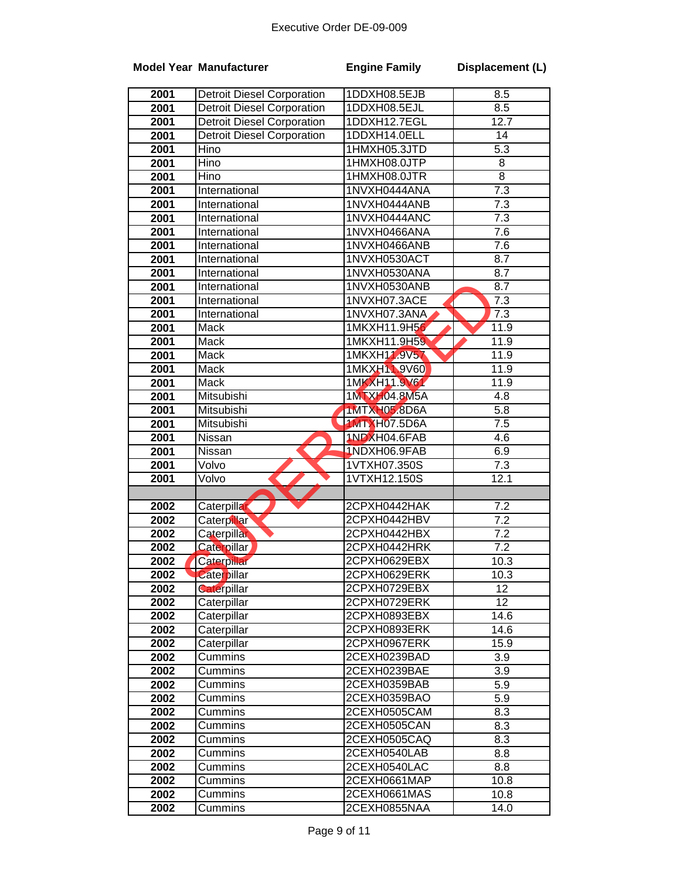Executive Order DE-09-009

| Model Year | Manufacturer | Engine Family | Displacement (L) |
|---|---|---|---|
| 2001 | Detroit Diesel Corporation | 1DDXH08.5EJB | 8.5 |
| 2001 | Detroit Diesel Corporation | 1DDXH08.5EJL | 8.5 |
| 2001 | Detroit Diesel Corporation | 1DDXH12.7EGL | 12.7 |
| 2001 | Detroit Diesel Corporation | 1DDXH14.0ELL | 14 |
| 2001 | Hino | 1HMXH05.3JTD | 5.3 |
| 2001 | Hino | 1HMXH08.0JTP | 8 |
| 2001 | Hino | 1HMXH08.0JTR | 8 |
| 2001 | International | 1NVXH0444ANA | 7.3 |
| 2001 | International | 1NVXH0444ANB | 7.3 |
| 2001 | International | 1NVXH0444ANC | 7.3 |
| 2001 | International | 1NVXH0466ANA | 7.6 |
| 2001 | International | 1NVXH0466ANB | 7.6 |
| 2001 | International | 1NVXH0530ACT | 8.7 |
| 2001 | International | 1NVXH0530ANA | 8.7 |
| 2001 | International | 1NVXH0530ANB | 8.7 |
| 2001 | International | 1NVXH07.3ACE | 7.3 |
| 2001 | International | 1NVXH07.3ANA | 7.3 |
| 2001 | Mack | 1MKXH11.9H56 | 11.9 |
| 2001 | Mack | 1MKXH11.9H59 | 11.9 |
| 2001 | Mack | 1MKXH11.9V57 | 11.9 |
| 2001 | Mack | 1MKXH11.9V60 | 11.9 |
| 2001 | Mack | 1MKXH11.9V61 | 11.9 |
| 2001 | Mitsubishi | 1MTXH04.8M5A | 4.8 |
| 2001 | Mitsubishi | 1MTXH05.8D6A | 5.8 |
| 2001 | Mitsubishi | 1MTXH07.5D6A | 7.5 |
| 2001 | Nissan | 1NDXH04.6FAB | 4.6 |
| 2001 | Nissan | 1NDXH06.9FAB | 6.9 |
| 2001 | Volvo | 1VTXH07.350S | 7.3 |
| 2001 | Volvo | 1VTXH12.150S | 12.1 |
| | | | |
| 2002 | Caterpillar | 2CPXH0442HAK | 7.2 |
| 2002 | Caterpillar | 2CPXH0442HBV | 7.2 |
| 2002 | Caterpillar | 2CPXH0442HBX | 7.2 |
| 2002 | Caterpillar | 2CPXH0442HRK | 7.2 |
| 2002 | Caterpillar | 2CPXH0629EBX | 10.3 |
| 2002 | Caterpillar | 2CPXH0629ERK | 10.3 |
| 2002 | Caterpillar | 2CPXH0729EBX | 12 |
| 2002 | Caterpillar | 2CPXH0729ERK | 12 |
| 2002 | Caterpillar | 2CPXH0893EBX | 14.6 |
| 2002 | Caterpillar | 2CPXH0893ERK | 14.6 |
| 2002 | Caterpillar | 2CPXH0967ERK | 15.9 |
| 2002 | Cummins | 2CEXH0239BAD | 3.9 |
| 2002 | Cummins | 2CEXH0239BAE | 3.9 |
| 2002 | Cummins | 2CEXH0359BAB | 5.9 |
| 2002 | Cummins | 2CEXH0359BAO | 5.9 |
| 2002 | Cummins | 2CEXH0505CAM | 8.3 |
| 2002 | Cummins | 2CEXH0505CAN | 8.3 |
| 2002 | Cummins | 2CEXH0505CAQ | 8.3 |
| 2002 | Cummins | 2CEXH0540LAB | 8.8 |
| 2002 | Cummins | 2CEXH0540LAC | 8.8 |
| 2002 | Cummins | 2CEXH0661MAP | 10.8 |
| 2002 | Cummins | 2CEXH0661MAS | 10.8 |
| 2002 | Cummins | 2CEXH0855NAA | 14.0 |

SUPERSEDED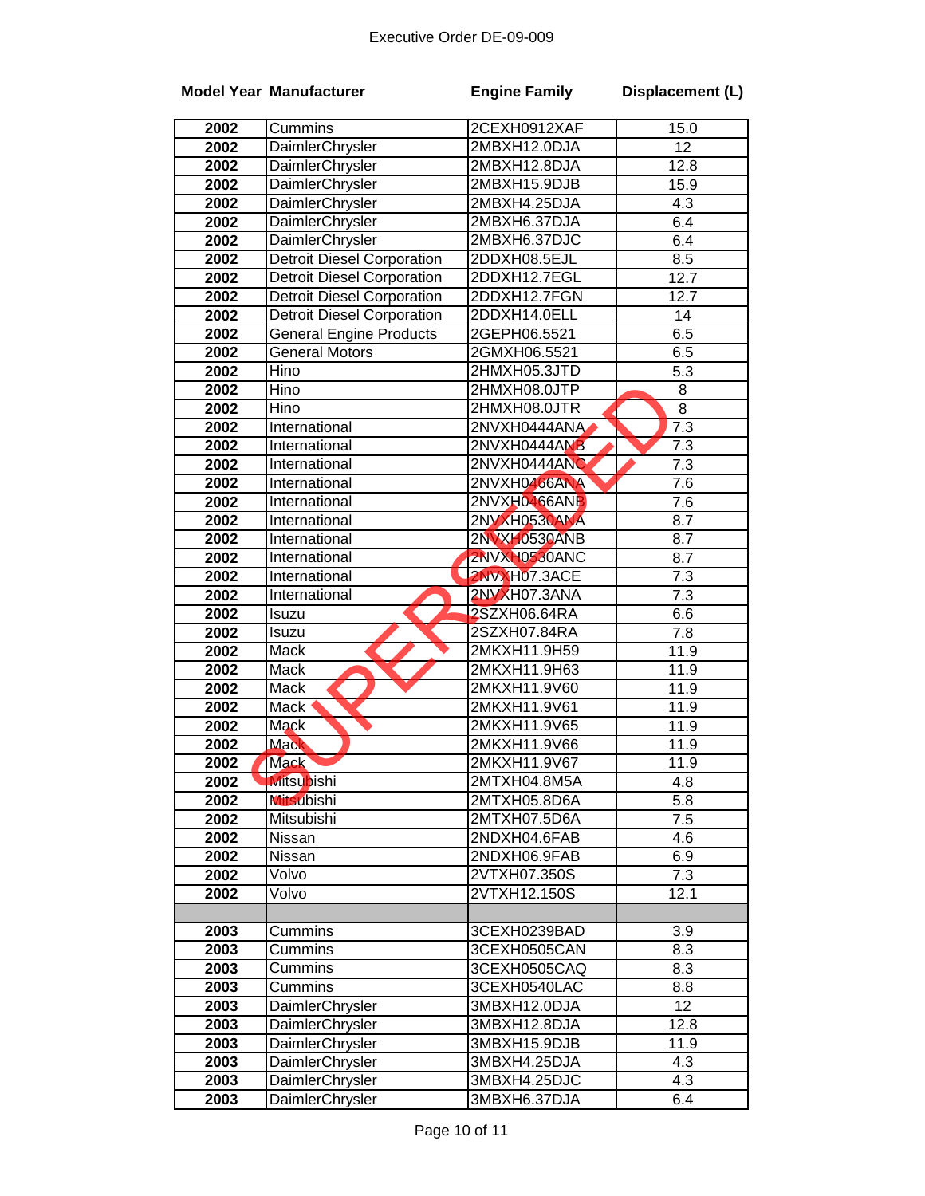Executive Order DE-09-009

SUPERSEDED

| Model Year | Manufacturer | Engine Family | Displacement (L) |
|---|---|---|---|
| 2002 | Cummins | 2CEXH0912XAF | 15.0 |
| 2002 | DaimlerChrysler | 2MBXH12.0DJA | 12 |
| 2002 | DaimlerChrysler | 2MBXH12.8DJA | 12.8 |
| 2002 | DaimlerChrysler | 2MBXH15.9DJB | 15.9 |
| 2002 | DaimlerChrysler | 2MBXH4.25DJA | 4.3 |
| 2002 | DaimlerChrysler | 2MBXH6.37DJA | 6.4 |
| 2002 | DaimlerChrysler | 2MBXH6.37DJC | 6.4 |
| 2002 | Detroit Diesel Corporation | 2DDXH08.5EJL | 8.5 |
| 2002 | Detroit Diesel Corporation | 2DDXH12.7EGL | 12.7 |
| 2002 | Detroit Diesel Corporation | 2DDXH12.7FGN | 12.7 |
| 2002 | Detroit Diesel Corporation | 2DDXH14.0ELL | 14 |
| 2002 | General Engine Products | 2GEPH06.5521 | 6.5 |
| 2002 | General Motors | 2GMXH06.5521 | 6.5 |
| 2002 | Hino | 2HMXH05.3JTD | 5.3 |
| 2002 | Hino | 2HMXH08.0JTP | 8 |
| 2002 | Hino | 2HMXH08.0JTR | 8 |
| 2002 | International | 2NVXH0444ANA | 7.3 |
| 2002 | International | 2NVXH0444ANB | 7.3 |
| 2002 | International | 2NVXH0444ANC | 7.3 |
| 2002 | International | 2NVXH0466ANA | 7.6 |
| 2002 | International | 2NVXH0466ANB | 7.6 |
| 2002 | International | 2NVXH0530ANA | 8.7 |
| 2002 | International | 2NVXH0530ANB | 8.7 |
| 2002 | International | 2NVXH0530ANC | 8.7 |
| 2002 | International | 2NVXH07.3ACE | 7.3 |
| 2002 | International | 2NVXH07.3ANA | 7.3 |
| 2002 | Isuzu | 2SZXH06.64RA | 6.6 |
| 2002 | Isuzu | 2SZXH07.84RA | 7.8 |
| 2002 | Mack | 2MKXH11.9H59 | 11.9 |
| 2002 | Mack | 2MKXH11.9H63 | 11.9 |
| 2002 | Mack | 2MKXH11.9V60 | 11.9 |
| 2002 | Mack | 2MKXH11.9V61 | 11.9 |
| 2002 | Mack | 2MKXH11.9V65 | 11.9 |
| 2002 | Mack | 2MKXH11.9V66 | 11.9 |
| 2002 | Mack | 2MKXH11.9V67 | 11.9 |
| 2002 | Mitsubishi | 2MTXH04.8M5A | 4.8 |
| 2002 | Mitsubishi | 2MTXH05.8D6A | 5.8 |
| 2002 | Mitsubishi | 2MTXH07.5D6A | 7.5 |
| 2002 | Nissan | 2NDXH04.6FAB | 4.6 |
| 2002 | Nissan | 2NDXH06.9FAB | 6.9 |
| 2002 | Volvo | 2VTXH07.350S | 7.3 |
| 2002 | Volvo | 2VTXH12.150S | 12.1 |
| | | | |
| 2003 | Cummins | 3CEXH0239BAD | 3.9 |
| 2003 | Cummins | 3CEXH0505CAN | 8.3 |
| 2003 | Cummins | 3CEXH0505CAQ | 8.3 |
| 2003 | Cummins | 3CEXH0540LAC | 8.8 |
| 2003 | DaimlerChrysler | 3MBXH12.0DJA | 12 |
| 2003 | DaimlerChrysler | 3MBXH12.8DJA | 12.8 |
| 2003 | DaimlerChrysler | 3MBXH15.9DJB | 11.9 |
| 2003 | DaimlerChrysler | 3MBXH4.25DJA | 4.3 |
| 2003 | DaimlerChrysler | 3MBXH4.25DJC | 4.3 |
| 2003 | DaimlerChrysler | 3MBXH6.37DJA | 6.4 |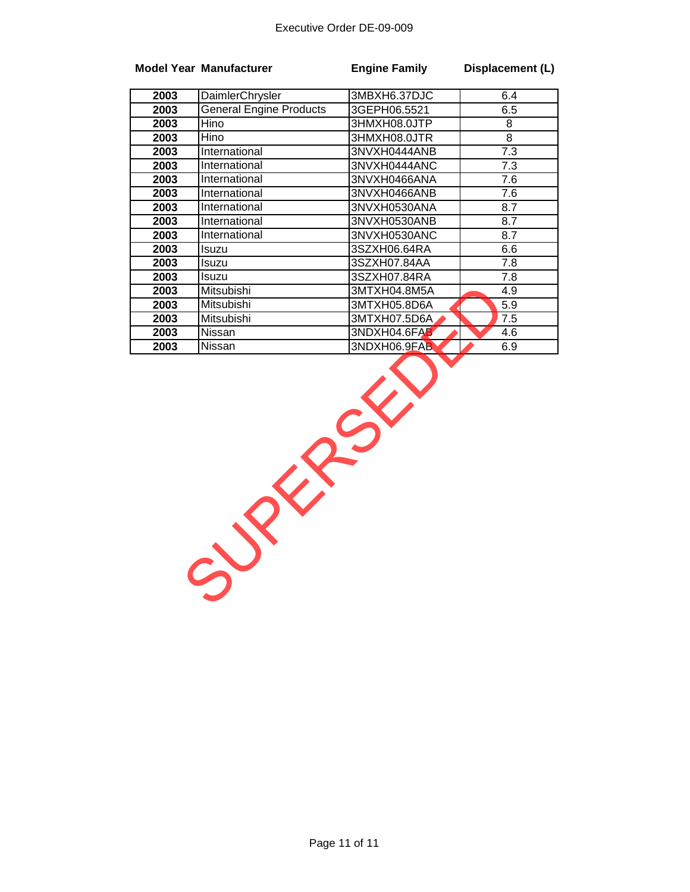Executive Order DE-09-009

| Model Year | Manufacturer | Engine Family | Displacement (L) |
|---|---|---|---|
| 2003 | DaimlerChrysler | 3MBXH6.37DJC | 6.4 |
| 2003 | General Engine Products | 3GEPH06.5521 | 6.5 |
| 2003 | Hino | 3HMXH08.0JTP | 8 |
| 2003 | Hino | 3HMXH08.0JTR | 8 |
| 2003 | International | 3NVXH0444ANB | 7.3 |
| 2003 | International | 3NVXH0444ANC | 7.3 |
| 2003 | International | 3NVXH0466ANA | 7.6 |
| 2003 | International | 3NVXH0466ANB | 7.6 |
| 2003 | International | 3NVXH0530ANA | 8.7 |
| 2003 | International | 3NVXH0530ANB | 8.7 |
| 2003 | International | 3NVXH0530ANC | 8.7 |
| 2003 | Isuzu | 3SZXH06.64RA | 6.6 |
| 2003 | Isuzu | 3SZXH07.84AA | 7.8 |
| 2003 | Isuzu | 3SZXH07.84RA | 7.8 |
| 2003 | Mitsubishi | 3MTXH04.8M5A | 4.9 |
| 2003 | Mitsubishi | 3MTXH05.8D6A | 5.9 |
| 2003 | Mitsubishi | 3MTXH07.5D6A | 7.5 |
| 2003 | Nissan | 3NDXH04.6FAB | 4.6 |
| 2003 | Nissan | 3NDXH06.9FAB | 6.9 |

SUPERSEDED